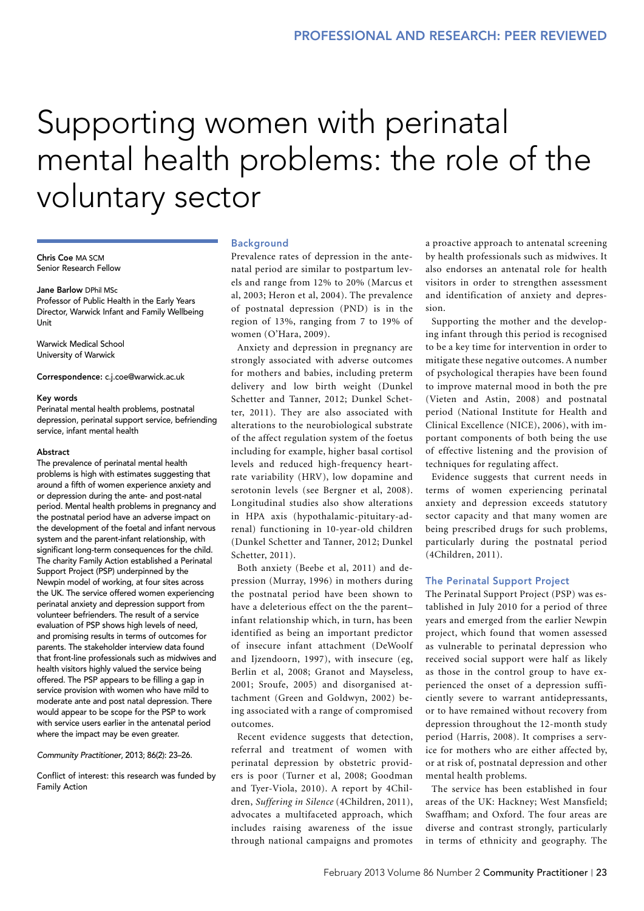PROFESSIONAL AND RESEARCH: PEER REVIEWED

# Supporting women with perinatal mental health problems: the role of the voluntary sector

**Chris Coe** MA SCM
Senior Research Fellow

**Jane Barlow** DPhil MSc
Professor of Public Health in the Early Years
Director, Warwick Infant and Family Wellbeing Unit

Warwick Medical School
University of Warwick

**Correspondence:** c.j.coe@warwick.ac.uk

**Key words**
Perinatal mental health problems, postnatal depression, perinatal support service, befriending service, infant mental health

**Abstract**
The prevalence of perinatal mental health problems is high with estimates suggesting that around a fifth of women experience anxiety and or depression during the ante- and post-natal period. Mental health problems in pregnancy and the postnatal period have an adverse impact on the development of the foetal and infant nervous system and the parent-infant relationship, with significant long-term consequences for the child. The charity Family Action established a Perinatal Support Project (PSP) underpinned by the Newpin model of working, at four sites across the UK. The service offered women experiencing perinatal anxiety and depression support from volunteer befrienders. The result of a service evaluation of PSP shows high levels of need, and promising results in terms of outcomes for parents. The stakeholder interview data found that front-line professionals such as midwives and health visitors highly valued the service being offered. The PSP appears to be filling a gap in service provision with women who have mild to moderate ante and post natal depression. There would appear to be scope for the PSP to work with service users earlier in the antenatal period where the impact may be even greater.

*Community Practitioner*, 2013; 86(2): 23–26.

Conflict of interest: this research was funded by Family Action

## Background

Prevalence rates of depression in the antenatal period are similar to postpartum levels and range from 12% to 20% (Marcus et al, 2003; Heron et al, 2004). The prevalence of postnatal depression (PND) is in the region of 13%, ranging from 7 to 19% of women (O'Hara, 2009).

Anxiety and depression in pregnancy are strongly associated with adverse outcomes for mothers and babies, including preterm delivery and low birth weight (Dunkel Schetter and Tanner, 2012; Dunkel Schetter, 2011). They are also associated with alterations to the neurobiological substrate of the affect regulation system of the foetus including for example, higher basal cortisol levels and reduced high-frequency heartrate variability (HRV), low dopamine and serotonin levels (see Bergner et al, 2008). Longitudinal studies also show alterations in HPA axis (hypothalamic-pituitary-adrenal) functioning in 10-year-old children (Dunkel Schetter and Tanner, 2012; Dunkel Schetter, 2011).

Both anxiety (Beebe et al, 2011) and depression (Murray, 1996) in mothers during the postnatal period have been shown to have a deleterious effect on the the parent–infant relationship which, in turn, has been identified as being an important predictor of insecure infant attachment (DeWoolf and Ijzendoorn, 1997), with insecure (eg, Berlin et al, 2008; Granot and Mayseless, 2001; Sroufe, 2005) and disorganised attachment (Green and Goldwyn, 2002) being associated with a range of compromised outcomes.

Recent evidence suggests that detection, referral and treatment of women with perinatal depression by obstetric providers is poor (Turner et al, 2008; Goodman and Tyer-Viola, 2010). A report by 4Children, *Suffering in Silence* (4Children, 2011), advocates a multifaceted approach, which includes raising awareness of the issue through national campaigns and promotes a proactive approach to antenatal screening by health professionals such as midwives. It also endorses an antenatal role for health visitors in order to strengthen assessment and identification of anxiety and depression.

Supporting the mother and the developing infant through this period is recognised to be a key time for intervention in order to mitigate these negative outcomes. A number of psychological therapies have been found to improve maternal mood in both the pre (Vieten and Astin, 2008) and postnatal period (National Institute for Health and Clinical Excellence (NICE), 2006), with important components of both being the use of effective listening and the provision of techniques for regulating affect.

Evidence suggests that current needs in terms of women experiencing perinatal anxiety and depression exceeds statutory sector capacity and that many women are being prescribed drugs for such problems, particularly during the postnatal period (4Children, 2011).

## The Perinatal Support Project

The Perinatal Support Project (PSP) was established in July 2010 for a period of three years and emerged from the earlier Newpin project, which found that women assessed as vulnerable to perinatal depression who received social support were half as likely as those in the control group to have experienced the onset of a depression sufficiently severe to warrant antidepressants, or to have remained without recovery from depression throughout the 12-month study period (Harris, 2008). It comprises a service for mothers who are either affected by, or at risk of, postnatal depression and other mental health problems.

The service has been established in four areas of the UK: Hackney; West Mansfield; Swaffham; and Oxford. The four areas are diverse and contrast strongly, particularly in terms of ethnicity and geography. The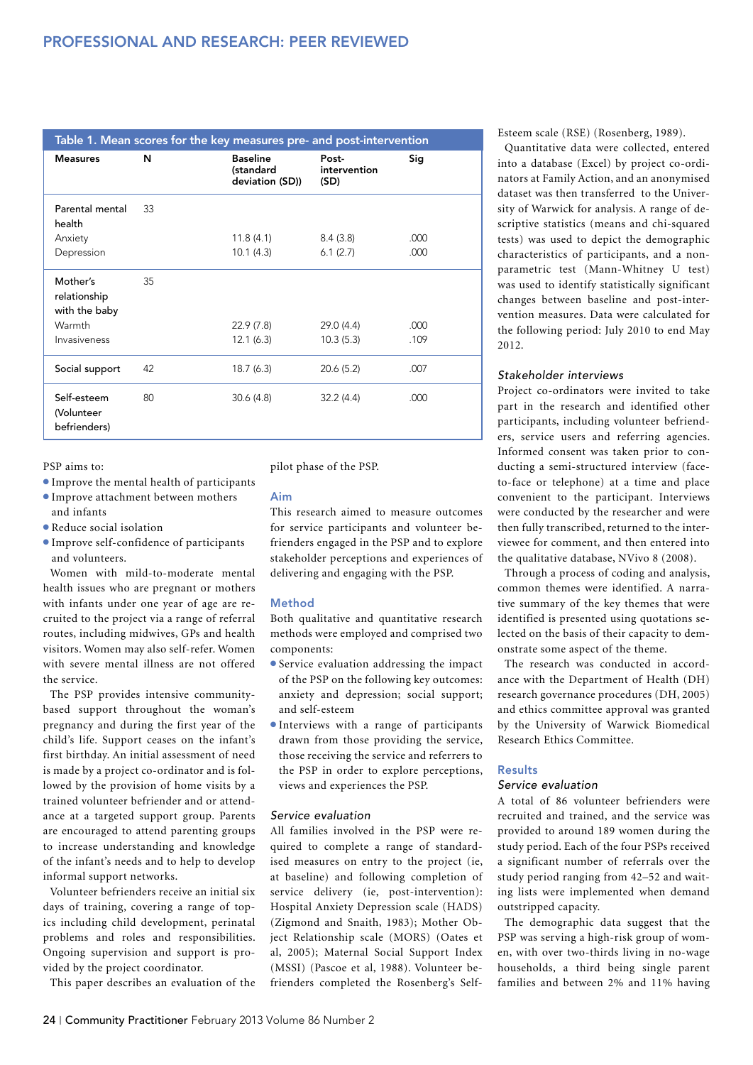Table 1. Mean scores for the key measures pre- and post-intervention

| Measures | N | Baseline (standard deviation (SD)) | Post-intervention (SD) | Sig |
|---|---|---|---|---|
| Parental mental health | 33 | | | |
| Anxiety | | 11.8 (4.1) | 8.4 (3.8) | .000 |
| Depression | | 10.1 (4.3) | 6.1 (2.7) | .000 |
| Mother's relationship with the baby | 35 | | | |
| Warmth | | 22.9 (7.8) | 29.0 (4.4) | .000 |
| Invasiveness | | 12.1 (6.3) | 10.3 (5.3) | .109 |
| Social support | 42 | 18.7 (6.3) | 20.6 (5.2) | .007 |
| Self-esteem (Volunteer befrienders) | 80 | 30.6 (4.8) | 32.2 (4.4) | .000 |

PSP aims to:

- Improve the mental health of participants
- Improve attachment between mothers and infants
- Reduce social isolation
- Improve self-confidence of participants and volunteers.

Women with mild-to-moderate mental health issues who are pregnant or mothers with infants under one year of age are recruited to the project via a range of referral routes, including midwives, GPs and health visitors. Women may also self-refer. Women with severe mental illness are not offered the service.

The PSP provides intensive community-based support throughout the woman's pregnancy and during the first year of the child's life. Support ceases on the infant's first birthday. An initial assessment of need is made by a project co-ordinator and is followed by the provision of home visits by a trained volunteer befriender and or attendance at a targeted support group. Parents are encouraged to attend parenting groups to increase understanding and knowledge of the infant's needs and to help to develop informal support networks.

Volunteer befrienders receive an initial six days of training, covering a range of topics including child development, perinatal problems and roles and responsibilities. Ongoing supervision and support is provided by the project coordinator.

This paper describes an evaluation of the pilot phase of the PSP.

## Aim

This research aimed to measure outcomes for service participants and volunteer befrienders engaged in the PSP and to explore stakeholder perceptions and experiences of delivering and engaging with the PSP.

## Method

Both qualitative and quantitative research methods were employed and comprised two components:

- Service evaluation addressing the impact of the PSP on the following key outcomes: anxiety and depression; social support; and self-esteem
- Interviews with a range of participants drawn from those providing the service, those receiving the service and referrers to the PSP in order to explore perceptions, views and experiences the PSP.

### *Service evaluation*

All families involved in the PSP were required to complete a range of standardised measures on entry to the project (ie, at baseline) and following completion of service delivery (ie, post-intervention): Hospital Anxiety Depression scale (HADS) (Zigmond and Snaith, 1983); Mother Object Relationship scale (MORS) (Oates et al, 2005); Maternal Social Support Index (MSSI) (Pascoe et al, 1988). Volunteer befrienders completed the Rosenberg's Self-Esteem scale (RSE) (Rosenberg, 1989).

Quantitative data were collected, entered into a database (Excel) by project co-ordinators at Family Action, and an anonymised dataset was then transferred to the University of Warwick for analysis. A range of descriptive statistics (means and chi-squared tests) was used to depict the demographic characteristics of participants, and a non-parametric test (Mann-Whitney U test) was used to identify statistically significant changes between baseline and post-intervention measures. Data were calculated for the following period: July 2010 to end May 2012.

### *Stakeholder interviews*

Project co-ordinators were invited to take part in the research and identified other participants, including volunteer befrienders, service users and referring agencies. Informed consent was taken prior to conducting a semi-structured interview (face-to-face or telephone) at a time and place convenient to the participant. Interviews were conducted by the researcher and were then fully transcribed, returned to the interviewee for comment, and then entered into the qualitative database, NVivo 8 (2008).

Through a process of coding and analysis, common themes were identified. A narrative summary of the key themes that were identified is presented using quotations selected on the basis of their capacity to demonstrate some aspect of the theme.

The research was conducted in accordance with the Department of Health (DH) research governance procedures (DH, 2005) and ethics committee approval was granted by the University of Warwick Biomedical Research Ethics Committee.

## Results

### *Service evaluation*

A total of 86 volunteer befrienders were recruited and trained, and the service was provided to around 189 women during the study period. Each of the four PSPs received a significant number of referrals over the study period ranging from 42–52 and waiting lists were implemented when demand outstripped capacity.

The demographic data suggest that the PSP was serving a high-risk group of women, with over two-thirds living in no-wage households, a third being single parent families and between 2% and 11% having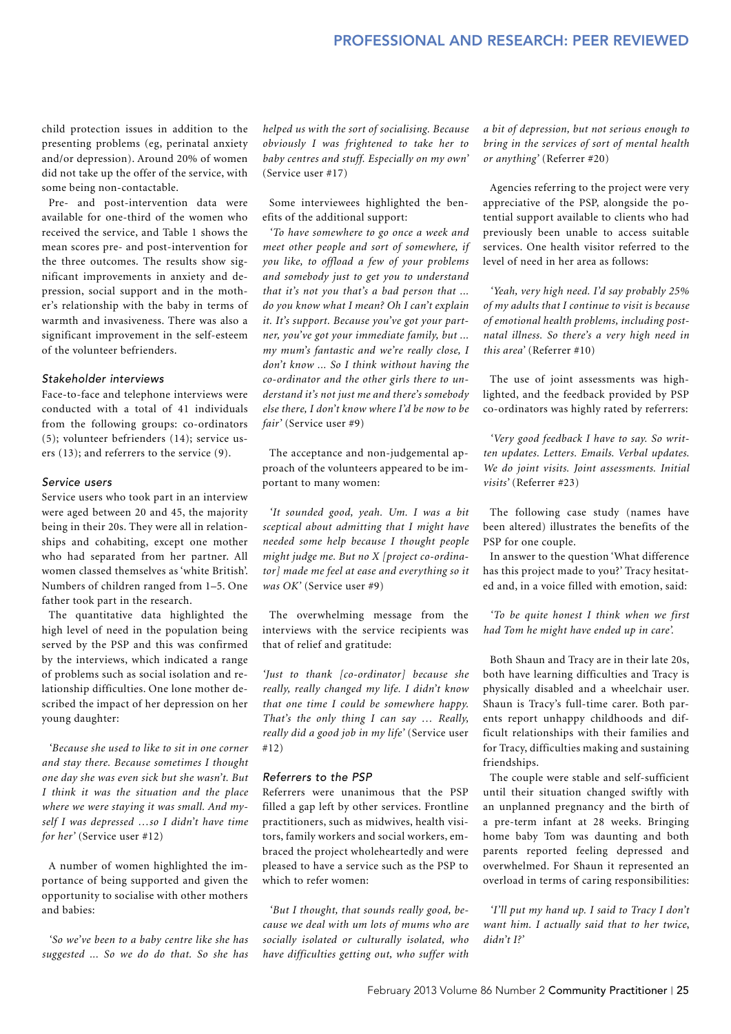child protection issues in addition to the presenting problems (eg, perinatal anxiety and/or depression). Around 20% of women did not take up the offer of the service, with some being non-contactable.

Pre- and post-intervention data were available for one-third of the women who received the service, and Table 1 shows the mean scores pre- and post-intervention for the three outcomes. The results show significant improvements in anxiety and depression, social support and in the mother's relationship with the baby in terms of warmth and invasiveness. There was also a significant improvement in the self-esteem of the volunteer befrienders.

### *Stakeholder interviews*

Face-to-face and telephone interviews were conducted with a total of 41 individuals from the following groups: co-ordinators (5); volunteer befrienders (14); service users (13); and referrers to the service (9).

### *Service users*

Service users who took part in an interview were aged between 20 and 45, the majority being in their 20s. They were all in relationships and cohabiting, except one mother who had separated from her partner. All women classed themselves as 'white British'. Numbers of children ranged from 1–5. One father took part in the research.

The quantitative data highlighted the high level of need in the population being served by the PSP and this was confirmed by the interviews, which indicated a range of problems such as social isolation and relationship difficulties. One lone mother described the impact of her depression on her young daughter:

*'Because she used to like to sit in one corner and stay there. Because sometimes I thought one day she was even sick but she wasn't. But I think it was the situation and the place where we were staying it was small. And myself I was depressed …so I didn't have time for her'* (Service user #12)

A number of women highlighted the importance of being supported and given the opportunity to socialise with other mothers and babies:

*'So we've been to a baby centre like she has suggested … So we do do that. So she has helped us with the sort of socialising. Because obviously I was frightened to take her to baby centres and stuff. Especially on my own'* (Service user #17)

Some interviewees highlighted the benefits of the additional support:

*'To have somewhere to go once a week and meet other people and sort of somewhere, if you like, to offload a few of your problems and somebody just to get you to understand that it's not you that's a bad person that … do you know what I mean? Oh I can't explain it. It's support. Because you've got your partner, you've got your immediate family, but … my mum's fantastic and we're really close, I don't know … So I think without having the co-ordinator and the other girls there to understand it's not just me and there's somebody else there, I don't know where I'd be now to be fair'* (Service user #9)

The acceptance and non-judgemental approach of the volunteers appeared to be important to many women:

*'It sounded good, yeah. Um. I was a bit sceptical about admitting that I might have needed some help because I thought people might judge me. But no X [project co-ordinator] made me feel at ease and everything so it was OK'* (Service user #9)

The overwhelming message from the interviews with the service recipients was that of relief and gratitude:

*'Just to thank [co-ordinator] because she really, really changed my life. I didn't know that one time I could be somewhere happy. That's the only thing I can say … Really, really did a good job in my life'* (Service user #12)

### *Referrers to the PSP*

Referrers were unanimous that the PSP filled a gap left by other services. Frontline practitioners, such as midwives, health visitors, family workers and social workers, embraced the project wholeheartedly and were pleased to have a service such as the PSP to which to refer women:

*'But I thought, that sounds really good, because we deal with um lots of mums who are socially isolated or culturally isolated, who have difficulties getting out, who suffer with a bit of depression, but not serious enough to bring in the services of sort of mental health or anything'* (Referrer #20)

Agencies referring to the project were very appreciative of the PSP, alongside the potential support available to clients who had previously been unable to access suitable services. One health visitor referred to the level of need in her area as follows:

*'Yeah, very high need. I'd say probably 25% of my adults that I continue to visit is because of emotional health problems, including postnatal illness. So there's a very high need in this area'* (Referrer #10)

The use of joint assessments was highlighted, and the feedback provided by PSP co-ordinators was highly rated by referrers:

*'Very good feedback I have to say. So written updates. Letters. Emails. Verbal updates. We do joint visits. Joint assessments. Initial visits'* (Referrer #23)

The following case study (names have been altered) illustrates the benefits of the PSP for one couple.

In answer to the question 'What difference has this project made to you?' Tracy hesitated and, in a voice filled with emotion, said:

*'To be quite honest I think when we first had Tom he might have ended up in care'.*

Both Shaun and Tracy are in their late 20s, both have learning difficulties and Tracy is physically disabled and a wheelchair user. Shaun is Tracy's full-time carer. Both parents report unhappy childhoods and difficult relationships with their families and for Tracy, difficulties making and sustaining friendships.

The couple were stable and self-sufficient until their situation changed swiftly with an unplanned pregnancy and the birth of a pre-term infant at 28 weeks. Bringing home baby Tom was daunting and both parents reported feeling depressed and overwhelmed. For Shaun it represented an overload in terms of caring responsibilities:

*'I'll put my hand up. I said to Tracy I don't want him. I actually said that to her twice, didn't I?'*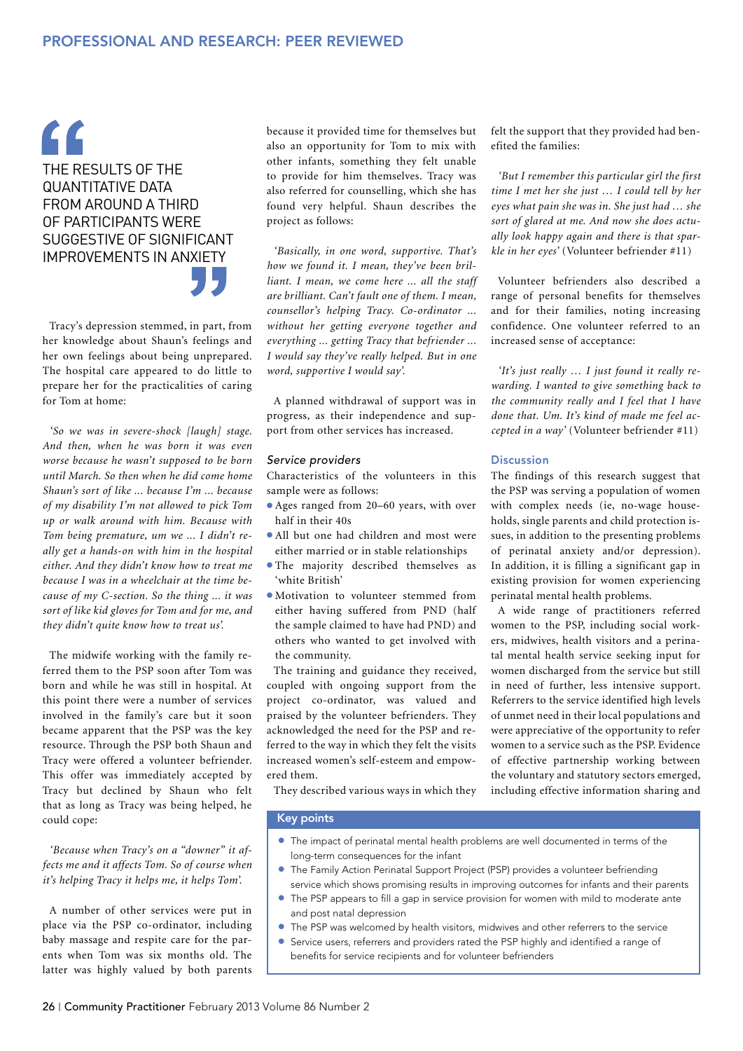> THE RESULTS OF THE QUANTITATIVE DATA FROM AROUND A THIRD OF PARTICIPANTS WERE SUGGESTIVE OF SIGNIFICANT IMPROVEMENTS IN ANXIETY

Tracy's depression stemmed, in part, from her knowledge about Shaun's feelings and her own feelings about being unprepared. The hospital care appeared to do little to prepare her for the practicalities of caring for Tom at home:

*'So we was in severe-shock [laugh] stage. And then, when he was born it was even worse because he wasn't supposed to be born until March. So then when he did come home Shaun's sort of like ... because I'm ... because of my disability I'm not allowed to pick Tom up or walk around with him. Because with Tom being premature, um we ... I didn't really get a hands-on with him in the hospital either. And they didn't know how to treat me because I was in a wheelchair at the time because of my C-section. So the thing ... it was sort of like kid gloves for Tom and for me, and they didn't quite know how to treat us'.*

The midwife working with the family referred them to the PSP soon after Tom was born and while he was still in hospital. At this point there were a number of services involved in the family's care but it soon became apparent that the PSP was the key resource. Through the PSP both Shaun and Tracy were offered a volunteer befriender. This offer was immediately accepted by Tracy but declined by Shaun who felt that as long as Tracy was being helped, he could cope:

*'Because when Tracy's on a "downer" it affects me and it affects Tom. So of course when it's helping Tracy it helps me, it helps Tom'.*

A number of other services were put in place via the PSP co-ordinator, including baby massage and respite care for the parents when Tom was six months old. The latter was highly valued by both parents because it provided time for themselves but also an opportunity for Tom to mix with other infants, something they felt unable to provide for him themselves. Tracy was also referred for counselling, which she has found very helpful. Shaun describes the project as follows:

*'Basically, in one word, supportive. That's how we found it. I mean, they've been brilliant. I mean, we come here ... all the staff are brilliant. Can't fault one of them. I mean, counsellor's helping Tracy. Co-ordinator ... without her getting everyone together and everything ... getting Tracy that befriender ... I would say they've really helped. But in one word, supportive I would say'.*

A planned withdrawal of support was in progress, as their independence and support from other services has increased.

### Service providers

Characteristics of the volunteers in this sample were as follows:

- Ages ranged from 20–60 years, with over half in their 40s
- All but one had children and most were either married or in stable relationships
- The majority described themselves as 'white British'
- Motivation to volunteer stemmed from either having suffered from PND (half the sample claimed to have had PND) and others who wanted to get involved with the community.

The training and guidance they received, coupled with ongoing support from the project co-ordinator, was valued and praised by the volunteer befrienders. They acknowledged the need for the PSP and referred to the way in which they felt the visits increased women's self-esteem and empowered them.

They described various ways in which they felt the support that they provided had benefited the families:

*'But I remember this particular girl the first time I met her she just … I could tell by her eyes what pain she was in. She just had … she sort of glared at me. And now she does actually look happy again and there is that sparkle in her eyes'* (Volunteer befriender #11)

Volunteer befrienders also described a range of personal benefits for themselves and for their families, noting increasing confidence. One volunteer referred to an increased sense of acceptance:

*'It's just really … I just found it really rewarding. I wanted to give something back to the community really and I feel that I have done that. Um. It's kind of made me feel accepted in a way'* (Volunteer befriender #11)

## Discussion

The findings of this research suggest that the PSP was serving a population of women with complex needs (ie, no-wage households, single parents and child protection issues, in addition to the presenting problems of perinatal anxiety and/or depression). In addition, it is filling a significant gap in existing provision for women experiencing perinatal mental health problems.

A wide range of practitioners referred women to the PSP, including social workers, midwives, health visitors and a perinatal mental health service seeking input for women discharged from the service but still in need of further, less intensive support. Referrers to the service identified high levels of unmet need in their local populations and were appreciative of the opportunity to refer women to a service such as the PSP. Evidence of effective partnership working between the voluntary and statutory sectors emerged, including effective information sharing and

**Key points**

- The impact of perinatal mental health problems are well documented in terms of the long-term consequences for the infant
- The Family Action Perinatal Support Project (PSP) provides a volunteer befriending service which shows promising results in improving outcomes for infants and their parents
- The PSP appears to fill a gap in service provision for women with mild to moderate ante and post natal depression
- The PSP was welcomed by health visitors, midwives and other referrers to the service
- Service users, referrers and providers rated the PSP highly and identified a range of benefits for service recipients and for volunteer befrienders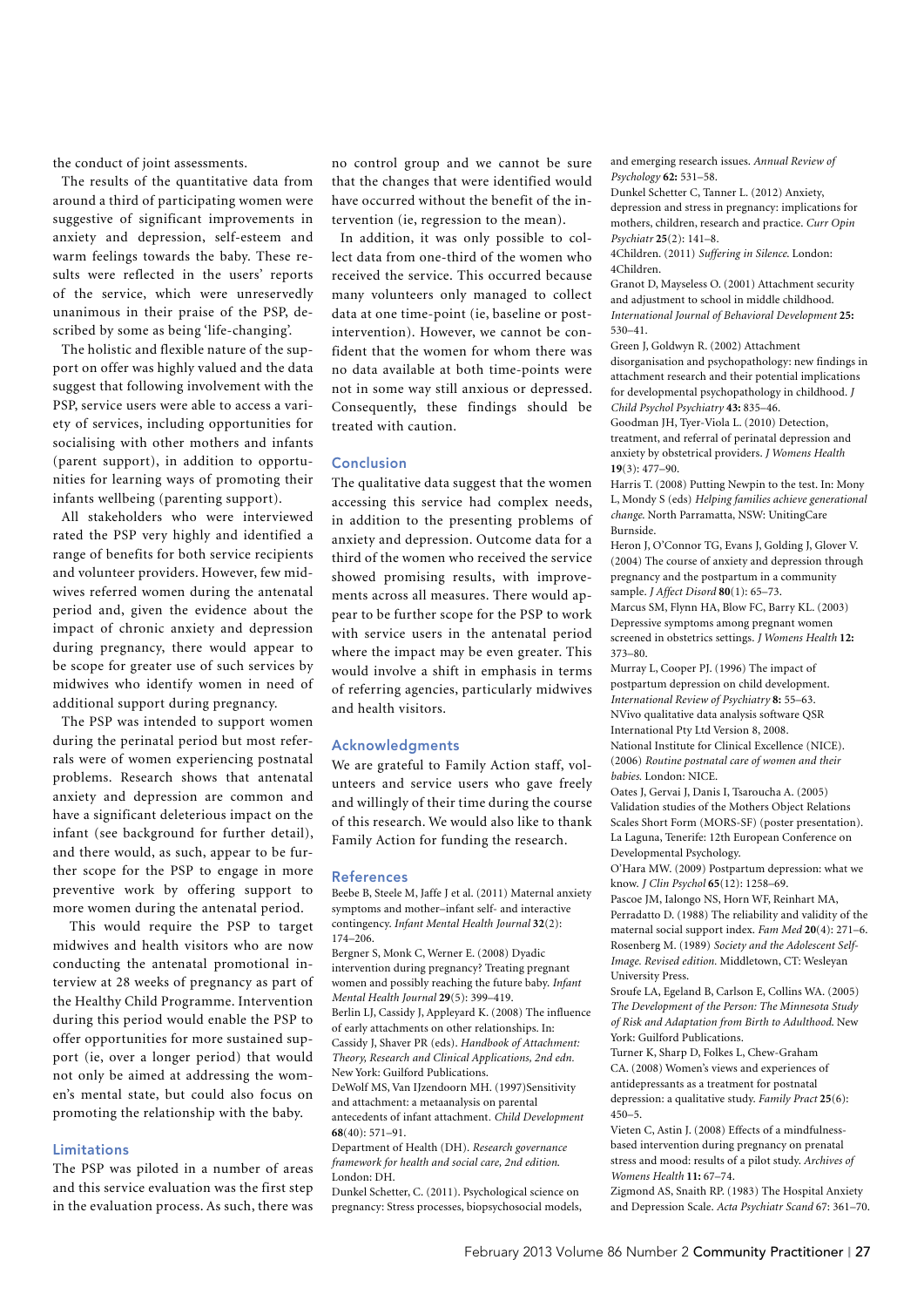the conduct of joint assessments.

The results of the quantitative data from around a third of participating women were suggestive of significant improvements in anxiety and depression, self-esteem and warm feelings towards the baby. These results were reflected in the users' reports of the service, which were unreservedly unanimous in their praise of the PSP, described by some as being 'life-changing'.

The holistic and flexible nature of the support on offer was highly valued and the data suggest that following involvement with the PSP, service users were able to access a variety of services, including opportunities for socialising with other mothers and infants (parent support), in addition to opportunities for learning ways of promoting their infants wellbeing (parenting support).

All stakeholders who were interviewed rated the PSP very highly and identified a range of benefits for both service recipients and volunteer providers. However, few midwives referred women during the antenatal period and, given the evidence about the impact of chronic anxiety and depression during pregnancy, there would appear to be scope for greater use of such services by midwives who identify women in need of additional support during pregnancy.

The PSP was intended to support women during the perinatal period but most referrals were of women experiencing postnatal problems. Research shows that antenatal anxiety and depression are common and have a significant deleterious impact on the infant (see background for further detail), and there would, as such, appear to be further scope for the PSP to engage in more preventive work by offering support to more women during the antenatal period.

This would require the PSP to target midwives and health visitors who are now conducting the antenatal promotional interview at 28 weeks of pregnancy as part of the Healthy Child Programme. Intervention during this period would enable the PSP to offer opportunities for more sustained support (ie, over a longer period) that would not only be aimed at addressing the women's mental state, but could also focus on promoting the relationship with the baby.

## Limitations

The PSP was piloted in a number of areas and this service evaluation was the first step in the evaluation process. As such, there was no control group and we cannot be sure that the changes that were identified would have occurred without the benefit of the intervention (ie, regression to the mean).

In addition, it was only possible to collect data from one-third of the women who received the service. This occurred because many volunteers only managed to collect data at one time-point (ie, baseline or post-intervention). However, we cannot be confident that the women for whom there was no data available at both time-points were not in some way still anxious or depressed. Consequently, these findings should be treated with caution.

## Conclusion

The qualitative data suggest that the women accessing this service had complex needs, in addition to the presenting problems of anxiety and depression. Outcome data for a third of the women who received the service showed promising results, with improvements across all measures. There would appear to be further scope for the PSP to work with service users in the antenatal period where the impact may be even greater. This would involve a shift in emphasis in terms of referring agencies, particularly midwives and health visitors.

## Acknowledgments

We are grateful to Family Action staff, volunteers and service users who gave freely and willingly of their time during the course of this research. We would also like to thank Family Action for funding the research.

## References

Beebe B, Steele M, Jaffe J et al. (2011) Maternal anxiety symptoms and mother–infant self- and interactive contingency. *Infant Mental Health Journal* **32**(2): 174–206.

Bergner S, Monk C, Werner E. (2008) Dyadic intervention during pregnancy? Treating pregnant women and possibly reaching the future baby. *Infant Mental Health Journal* **29**(5): 399–419.

Berlin LJ, Cassidy J, Appleyard K. (2008) The influence of early attachments on other relationships. In: Cassidy J, Shaver PR (eds). *Handbook of Attachment: Theory, Research and Clinical Applications, 2nd edn.* New York: Guilford Publications.

DeWolf MS, Van IJzendoorn MH. (1997)Sensitivity and attachment: a metaanalysis on parental antecedents of infant attachment. *Child Development* **68**(40): 571–91.

Department of Health (DH). *Research governance framework for health and social care, 2nd edition.* London: DH.

Dunkel Schetter, C. (2011). Psychological science on pregnancy: Stress processes, biopsychosocial models, and emerging research issues. *Annual Review of Psychology* **62:** 531–58.

Dunkel Schetter C, Tanner L. (2012) Anxiety, depression and stress in pregnancy: implications for mothers, children, research and practice. *Curr Opin Psychiatr* **25**(2): 141–8.

4Children. (2011) *Suffering in Silence.* London: 4Children.

Granot D, Mayseless O. (2001) Attachment security and adjustment to school in middle childhood. *International Journal of Behavioral Development* **25:** 530–41.

Green J, Goldwyn R. (2002) Attachment disorganisation and psychopathology: new findings in attachment research and their potential implications for developmental psychopathology in childhood. *J Child Psychol Psychiatry* **43:** 835–46.

Goodman JH, Tyer-Viola L. (2010) Detection, treatment, and referral of perinatal depression and anxiety by obstetrical providers. *J Womens Health* **19**(3): 477–90.

Harris T. (2008) Putting Newpin to the test. In: Mony L, Mondy S (eds) *Helping families achieve generational change.* North Parramatta, NSW: UnitingCare Burnside.

Heron J, O'Connor TG, Evans J, Golding J, Glover V. (2004) The course of anxiety and depression through pregnancy and the postpartum in a community sample. *J Affect Disord* **80**(1): 65–73.

Marcus SM, Flynn HA, Blow FC, Barry KL. (2003) Depressive symptoms among pregnant women screened in obstetrics settings. *J Womens Health* **12:** 373–80.

Murray L, Cooper PJ. (1996) The impact of postpartum depression on child development. *International Review of Psychiatry* **8:** 55–63.

NVivo qualitative data analysis software QSR International Pty Ltd Version 8, 2008.

National Institute for Clinical Excellence (NICE). (2006) *Routine postnatal care of women and their babies.* London: NICE.

Oates J, Gervai J, Danis I, Tsaroucha A. (2005) Validation studies of the Mothers Object Relations Scales Short Form (MORS-SF) (poster presentation). La Laguna, Tenerife: 12th European Conference on Developmental Psychology.

O'Hara MW. (2009) Postpartum depression: what we know. *J Clin Psychol* **65**(12): 1258–69.

Pascoe JM, Ialongo NS, Horn WF, Reinhart MA, Perradatto D. (1988) The reliability and validity of the maternal social support index. *Fam Med* **20**(4): 271–6.

Rosenberg M. (1989) *Society and the Adolescent Self-Image. Revised edition.* Middletown, CT: Wesleyan University Press.

Sroufe LA, Egeland B, Carlson E, Collins WA. (2005) *The Development of the Person: The Minnesota Study of Risk and Adaptation from Birth to Adulthood.* New York: Guilford Publications.

Turner K, Sharp D, Folkes L, Chew-Graham CA. (2008) Women's views and experiences of antidepressants as a treatment for postnatal depression: a qualitative study. *Family Pract* **25**(6): 450–5.

Vieten C, Astin J. (2008) Effects of a mindfulness-based intervention during pregnancy on prenatal stress and mood: results of a pilot study. *Archives of Womens Health* **11:** 67–74.

Zigmond AS, Snaith RP. (1983) The Hospital Anxiety and Depression Scale. *Acta Psychiatr Scand* 67: 361–70.